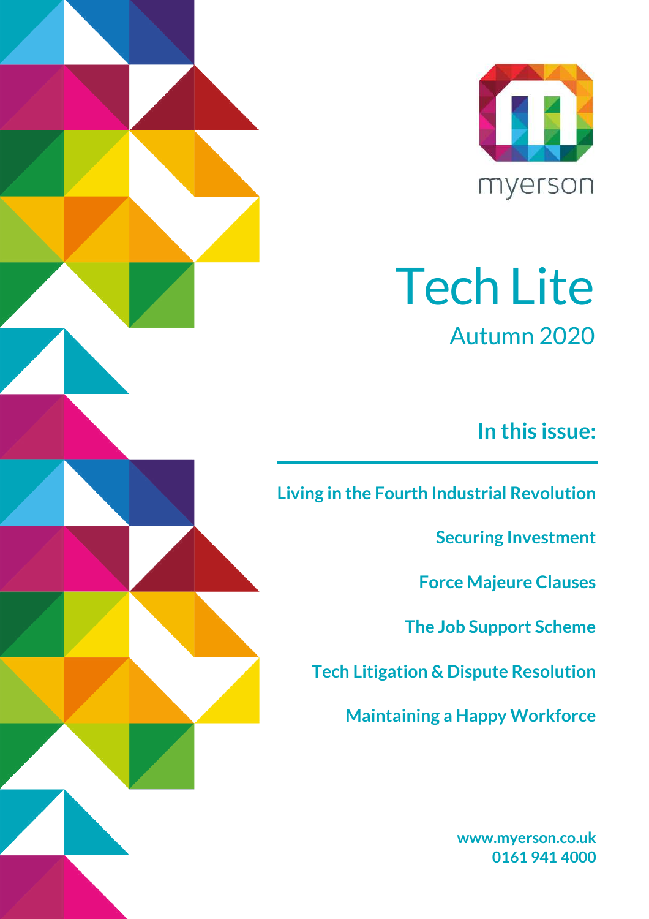myerson

# Tech Lite

## Autumn 2020

### In this issue:

**Living in the Fourth Industrial Revolution**

**Securing Investment**

**Force Majeure Clauses**

**The Job Support Scheme**

**Tech Litigation & Dispute Resolution**

**Maintaining a Happy Workforce**

**www.myerson.co.uk**
**0161 941 4000**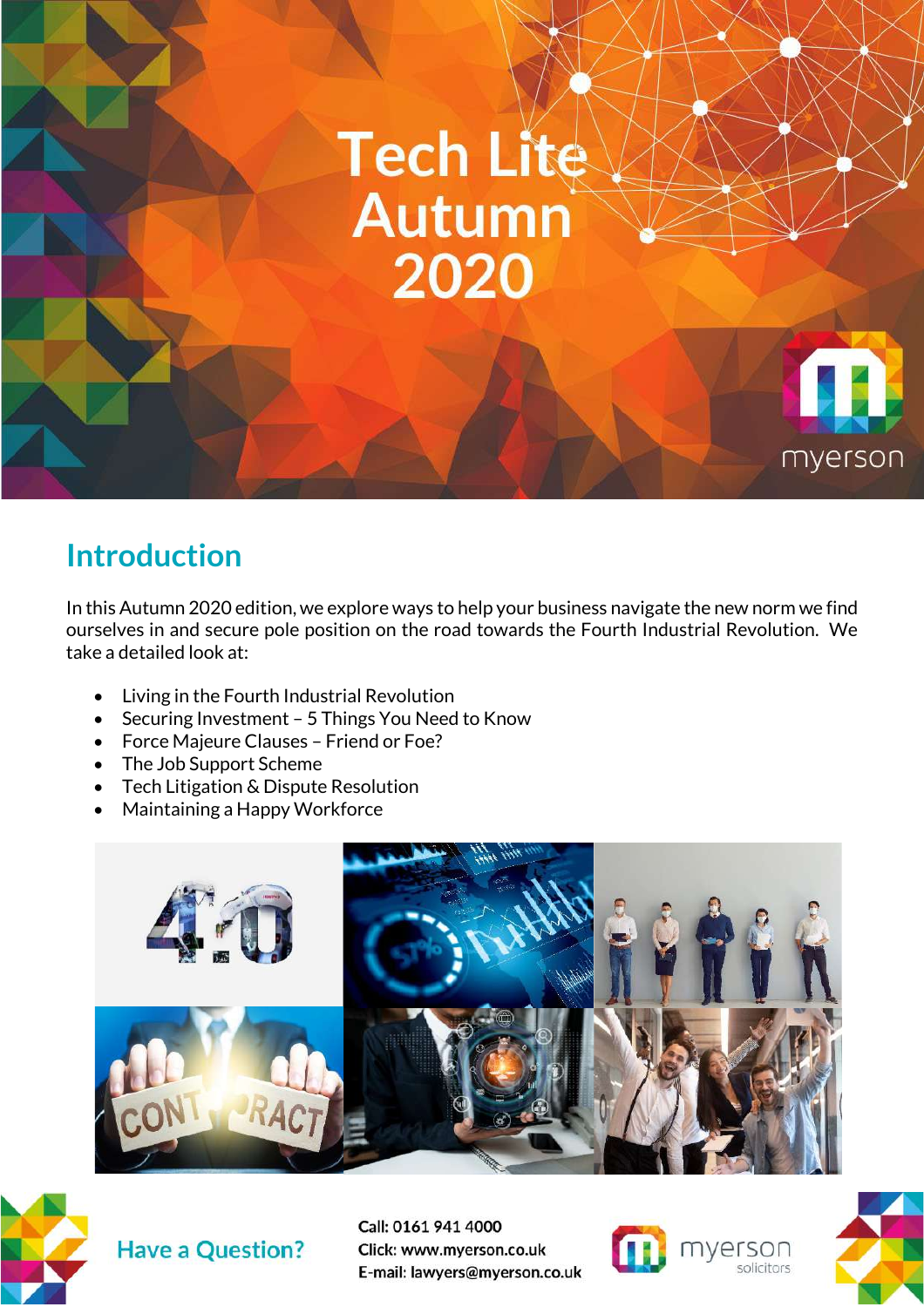# Tech Lite Autumn 2020

## Introduction

In this Autumn 2020 edition, we explore ways to help your business navigate the new norm we find ourselves in and secure pole position on the road towards the Fourth Industrial Revolution. We take a detailed look at:

- Living in the Fourth Industrial Revolution
- Securing Investment – 5 Things You Need to Know
- Force Majeure Clauses – Friend or Foe?
- The Job Support Scheme
- Tech Litigation & Dispute Resolution
- Maintaining a Happy Workforce

**Have a Question?**

Call: 0161 941 4000
Click: www.myerson.co.uk
E-mail: lawyers@myerson.co.uk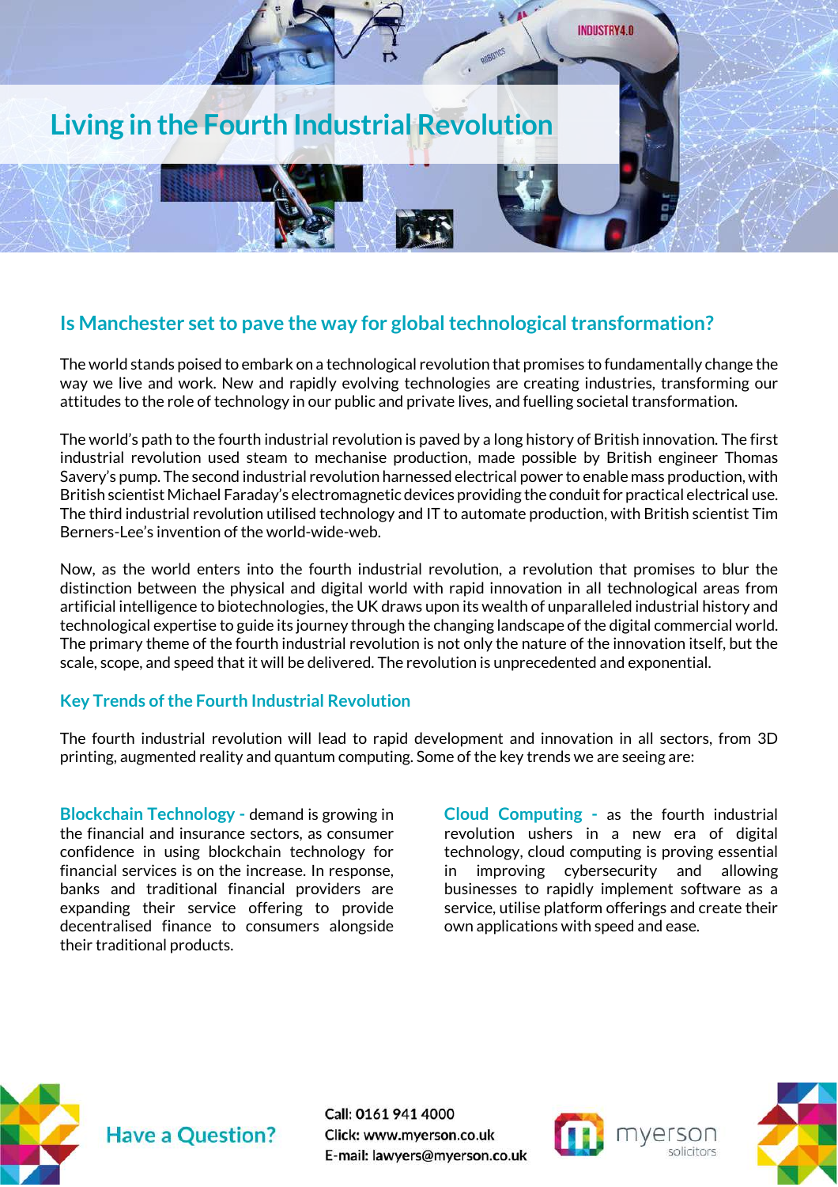# Living in the Fourth Industrial Revolution

## Is Manchester set to pave the way for global technological transformation?

The world stands poised to embark on a technological revolution that promises to fundamentally change the way we live and work. New and rapidly evolving technologies are creating industries, transforming our attitudes to the role of technology in our public and private lives, and fuelling societal transformation.

The world's path to the fourth industrial revolution is paved by a long history of British innovation. The first industrial revolution used steam to mechanise production, made possible by British engineer Thomas Savery's pump. The second industrial revolution harnessed electrical power to enable mass production, with British scientist Michael Faraday's electromagnetic devices providing the conduit for practical electrical use. The third industrial revolution utilised technology and IT to automate production, with British scientist Tim Berners-Lee's invention of the world-wide-web.

Now, as the world enters into the fourth industrial revolution, a revolution that promises to blur the distinction between the physical and digital world with rapid innovation in all technological areas from artificial intelligence to biotechnologies, the UK draws upon its wealth of unparalleled industrial history and technological expertise to guide its journey through the changing landscape of the digital commercial world. The primary theme of the fourth industrial revolution is not only the nature of the innovation itself, but the scale, scope, and speed that it will be delivered. The revolution is unprecedented and exponential.

### Key Trends of the Fourth Industrial Revolution

The fourth industrial revolution will lead to rapid development and innovation in all sectors, from 3D printing, augmented reality and quantum computing. Some of the key trends we are seeing are:

**Blockchain Technology -** demand is growing in the financial and insurance sectors, as consumer confidence in using blockchain technology for financial services is on the increase. In response, banks and traditional financial providers are expanding their service offering to provide decentralised finance to consumers alongside their traditional products.

**Cloud Computing -** as the fourth industrial revolution ushers in a new era of digital technology, cloud computing is proving essential in improving cybersecurity and allowing businesses to rapidly implement software as a service, utilise platform offerings and create their own applications with speed and ease.

**Have a Question?**

Call: 0161 941 4000
Click: www.myerson.co.uk
E-mail: lawyers@myerson.co.uk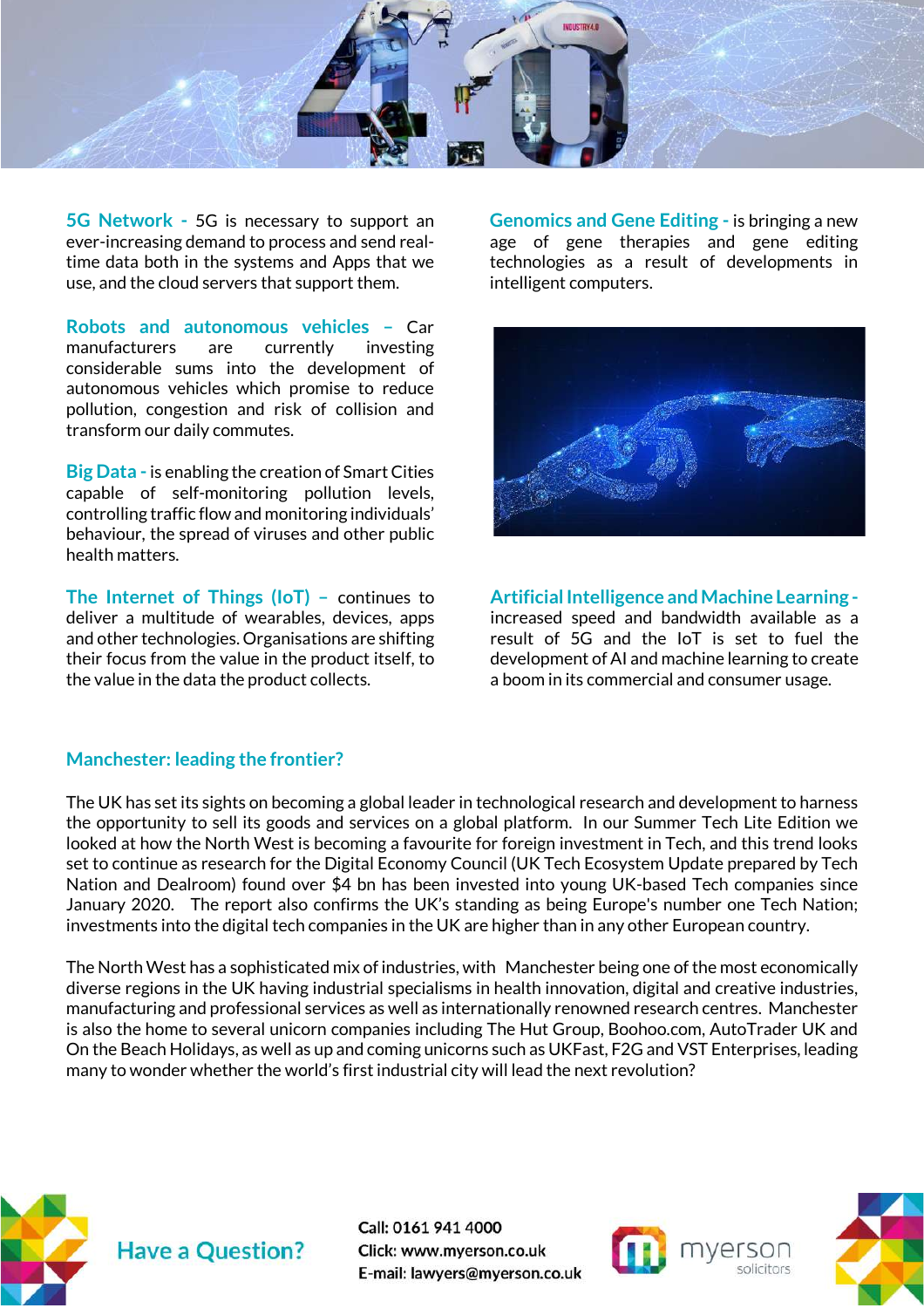**5G Network -** 5G is necessary to support an ever-increasing demand to process and send real-time data both in the systems and Apps that we use, and the cloud servers that support them.

**Robots and autonomous vehicles –** Car manufacturers are currently investing considerable sums into the development of autonomous vehicles which promise to reduce pollution, congestion and risk of collision and transform our daily commutes.

**Big Data -** is enabling the creation of Smart Cities capable of self-monitoring pollution levels, controlling traffic flow and monitoring individuals' behaviour, the spread of viruses and other public health matters.

**The Internet of Things (IoT) –** continues to deliver a multitude of wearables, devices, apps and other technologies. Organisations are shifting their focus from the value in the product itself, to the value in the data the product collects.

**Genomics and Gene Editing -** is bringing a new age of gene therapies and gene editing technologies as a result of developments in intelligent computers.

**Artificial Intelligence and Machine Learning -** increased speed and bandwidth available as a result of 5G and the IoT is set to fuel the development of AI and machine learning to create a boom in its commercial and consumer usage.

## Manchester: leading the frontier?

The UK has set its sights on becoming a global leader in technological research and development to harness the opportunity to sell its goods and services on a global platform. In our Summer Tech Lite Edition we looked at how the North West is becoming a favourite for foreign investment in Tech, and this trend looks set to continue as research for the Digital Economy Council (UK Tech Ecosystem Update prepared by Tech Nation and Dealroom) found over $4 bn has been invested into young UK-based Tech companies since January 2020. The report also confirms the UK's standing as being Europe's number one Tech Nation; investments into the digital tech companies in the UK are higher than in any other European country.

The North West has a sophisticated mix of industries, with Manchester being one of the most economically diverse regions in the UK having industrial specialisms in health innovation, digital and creative industries, manufacturing and professional services as well as internationally renowned research centres. Manchester is also the home to several unicorn companies including The Hut Group, Boohoo.com, AutoTrader UK and On the Beach Holidays, as well as up and coming unicorns such as UKFast, F2G and VST Enterprises, leading many to wonder whether the world's first industrial city will lead the next revolution?

**Have a Question?**

Call: 0161 941 4000
Click: www.myerson.co.uk
E-mail: lawyers@myerson.co.uk

myerson solicitors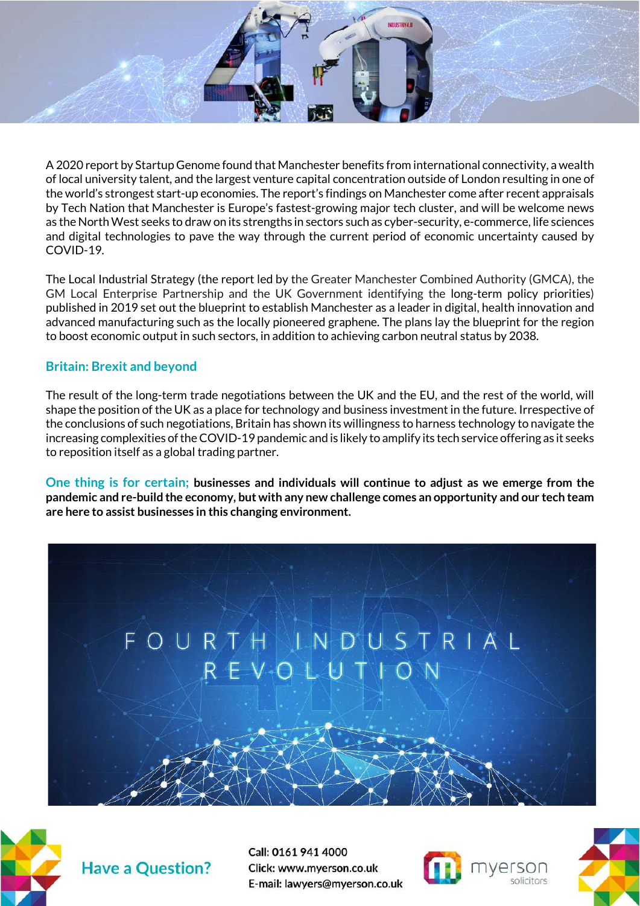A 2020 report by Startup Genome found that Manchester benefits from international connectivity, a wealth of local university talent, and the largest venture capital concentration outside of London resulting in one of the world's strongest start-up economies. The report's findings on Manchester come after recent appraisals by Tech Nation that Manchester is Europe's fastest-growing major tech cluster, and will be welcome news as the North West seeks to draw on its strengths in sectors such as cyber-security, e-commerce, life sciences and digital technologies to pave the way through the current period of economic uncertainty caused by COVID-19.

The Local Industrial Strategy (the report led by the Greater Manchester Combined Authority (GMCA), the GM Local Enterprise Partnership and the UK Government identifying the long-term policy priorities) published in 2019 set out the blueprint to establish Manchester as a leader in digital, health innovation and advanced manufacturing such as the locally pioneered graphene. The plans lay the blueprint for the region to boost economic output in such sectors, in addition to achieving carbon neutral status by 2038.

## Britain: Brexit and beyond

The result of the long-term trade negotiations between the UK and the EU, and the rest of the world, will shape the position of the UK as a place for technology and business investment in the future. Irrespective of the conclusions of such negotiations, Britain has shown its willingness to harness technology to navigate the increasing complexities of the COVID-19 pandemic and is likely to amplify its tech service offering as it seeks to reposition itself as a global trading partner.

**One thing is for certain; businesses and individuals will continue to adjust as we emerge from the pandemic and re-build the economy, but with any new challenge comes an opportunity and our tech team are here to assist businesses in this changing environment.**

**Have a Question?**

Call: 0161 941 4000
Click: www.myerson.co.uk
E-mail: lawyers@myerson.co.uk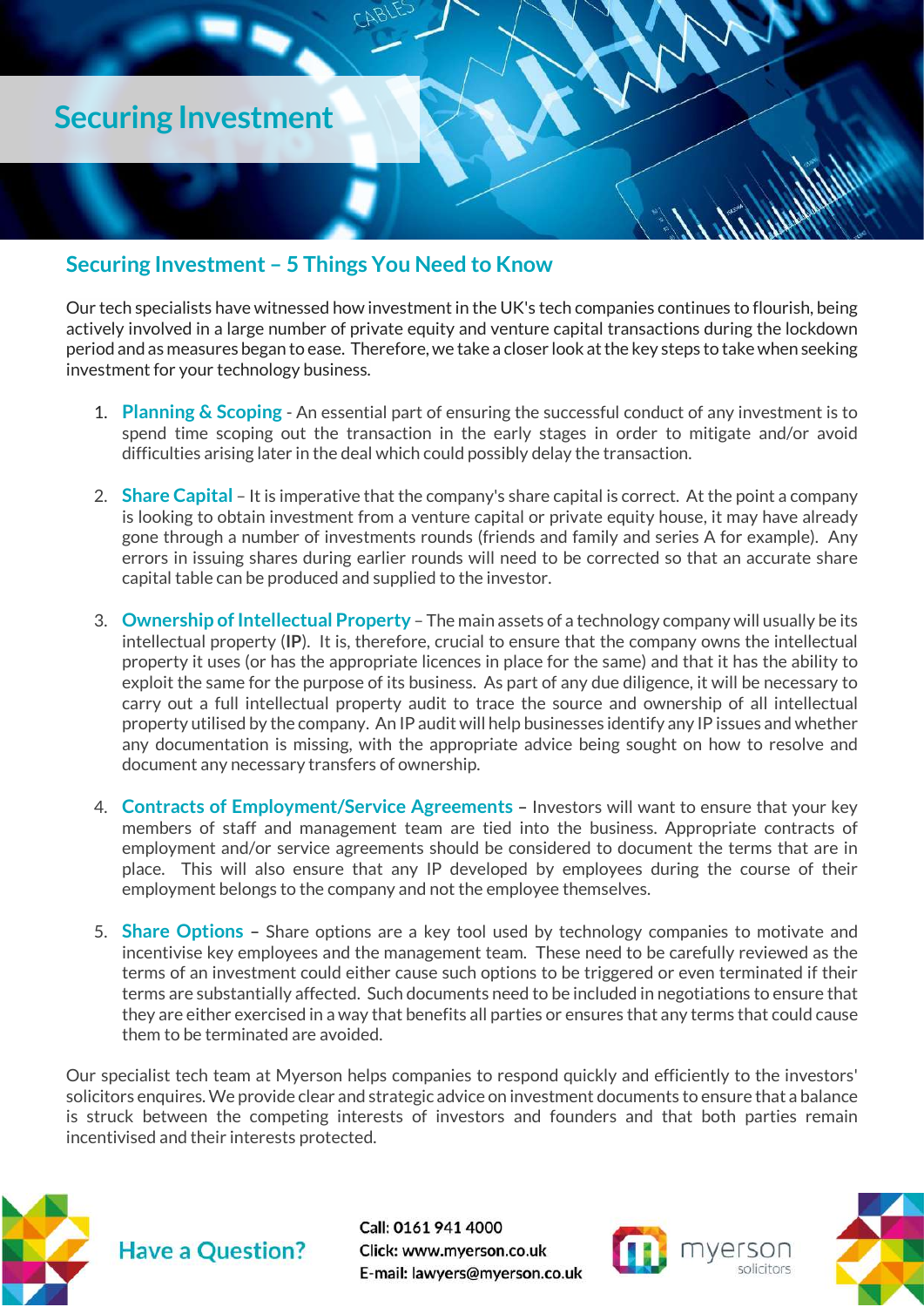# Securing Investment

## Securing Investment – 5 Things You Need to Know

Our tech specialists have witnessed how investment in the UK's tech companies continues to flourish, being actively involved in a large number of private equity and venture capital transactions during the lockdown period and as measures began to ease. Therefore, we take a closer look at the key steps to take when seeking investment for your technology business.

1. **Planning & Scoping** - An essential part of ensuring the successful conduct of any investment is to spend time scoping out the transaction in the early stages in order to mitigate and/or avoid difficulties arising later in the deal which could possibly delay the transaction.

2. **Share Capital** – It is imperative that the company's share capital is correct. At the point a company is looking to obtain investment from a venture capital or private equity house, it may have already gone through a number of investments rounds (friends and family and series A for example). Any errors in issuing shares during earlier rounds will need to be corrected so that an accurate share capital table can be produced and supplied to the investor.

3. **Ownership of Intellectual Property** – The main assets of a technology company will usually be its intellectual property (**IP**). It is, therefore, crucial to ensure that the company owns the intellectual property it uses (or has the appropriate licences in place for the same) and that it has the ability to exploit the same for the purpose of its business. As part of any due diligence, it will be necessary to carry out a full intellectual property audit to trace the source and ownership of all intellectual property utilised by the company. An IP audit will help businesses identify any IP issues and whether any documentation is missing, with the appropriate advice being sought on how to resolve and document any necessary transfers of ownership.

4. **Contracts of Employment/Service Agreements** – Investors will want to ensure that your key members of staff and management team are tied into the business. Appropriate contracts of employment and/or service agreements should be considered to document the terms that are in place. This will also ensure that any IP developed by employees during the course of their employment belongs to the company and not the employee themselves.

5. **Share Options** – Share options are a key tool used by technology companies to motivate and incentivise key employees and the management team. These need to be carefully reviewed as the terms of an investment could either cause such options to be triggered or even terminated if their terms are substantially affected. Such documents need to be included in negotiations to ensure that they are either exercised in a way that benefits all parties or ensures that any terms that could cause them to be terminated are avoided.

Our specialist tech team at Myerson helps companies to respond quickly and efficiently to the investors' solicitors enquires. We provide clear and strategic advice on investment documents to ensure that a balance is struck between the competing interests of investors and founders and that both parties remain incentivised and their interests protected.

**Have a Question?**

Call: 0161 941 4000
Click: www.myerson.co.uk
E-mail: lawyers@myerson.co.uk

myerson solicitors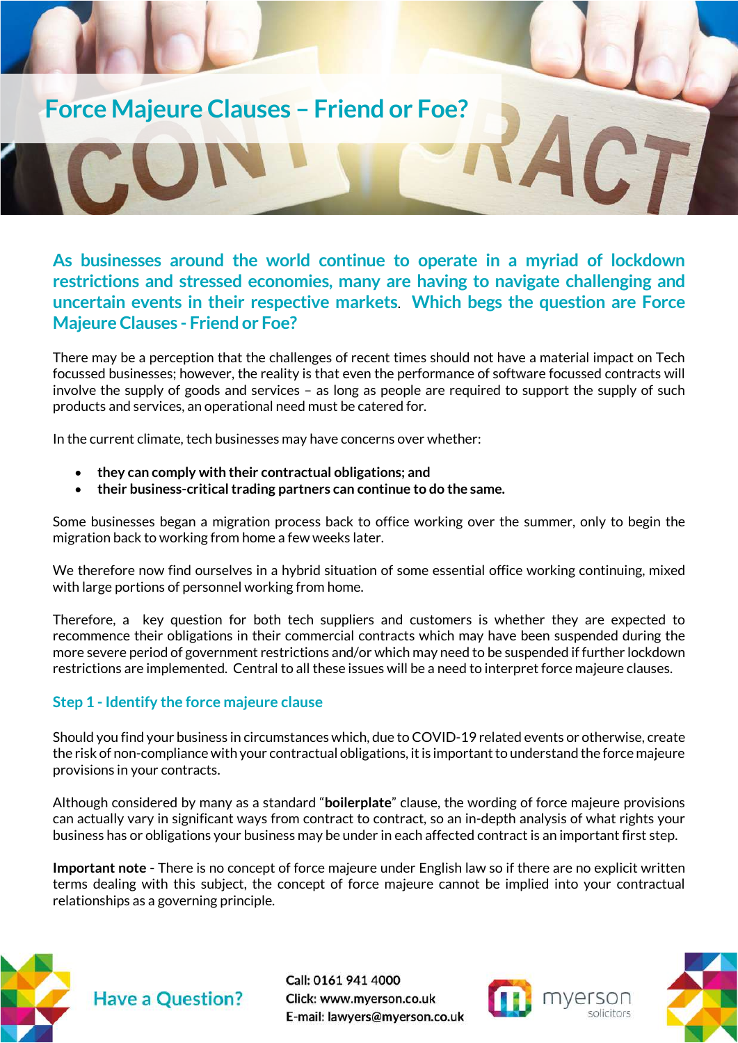# Force Majeure Clauses – Friend or Foe?

**As businesses around the world continue to operate in a myriad of lockdown restrictions and stressed economies, many are having to navigate challenging and uncertain events in their respective markets. Which begs the question are Force Majeure Clauses - Friend or Foe?**

There may be a perception that the challenges of recent times should not have a material impact on Tech focussed businesses; however, the reality is that even the performance of software focussed contracts will involve the supply of goods and services – as long as people are required to support the supply of such products and services, an operational need must be catered for.

In the current climate, tech businesses may have concerns over whether:

- **they can comply with their contractual obligations; and**
- **their business-critical trading partners can continue to do the same.**

Some businesses began a migration process back to office working over the summer, only to begin the migration back to working from home a few weeks later.

We therefore now find ourselves in a hybrid situation of some essential office working continuing, mixed with large portions of personnel working from home.

Therefore, a key question for both tech suppliers and customers is whether they are expected to recommence their obligations in their commercial contracts which may have been suspended during the more severe period of government restrictions and/or which may need to be suspended if further lockdown restrictions are implemented. Central to all these issues will be a need to interpret force majeure clauses.

## Step 1 - Identify the force majeure clause

Should you find your business in circumstances which, due to COVID-19 related events or otherwise, create the risk of non-compliance with your contractual obligations, it is important to understand the force majeure provisions in your contracts.

Although considered by many as a standard "**boilerplate**" clause, the wording of force majeure provisions can actually vary in significant ways from contract to contract, so an in-depth analysis of what rights your business has or obligations your business may be under in each affected contract is an important first step.

**Important note -** There is no concept of force majeure under English law so if there are no explicit written terms dealing with this subject, the concept of force majeure cannot be implied into your contractual relationships as a governing principle.

Have a Question?

Call: 0161 941 4000
Click: www.myerson.co.uk
E-mail: lawyers@myerson.co.uk

myerson solicitors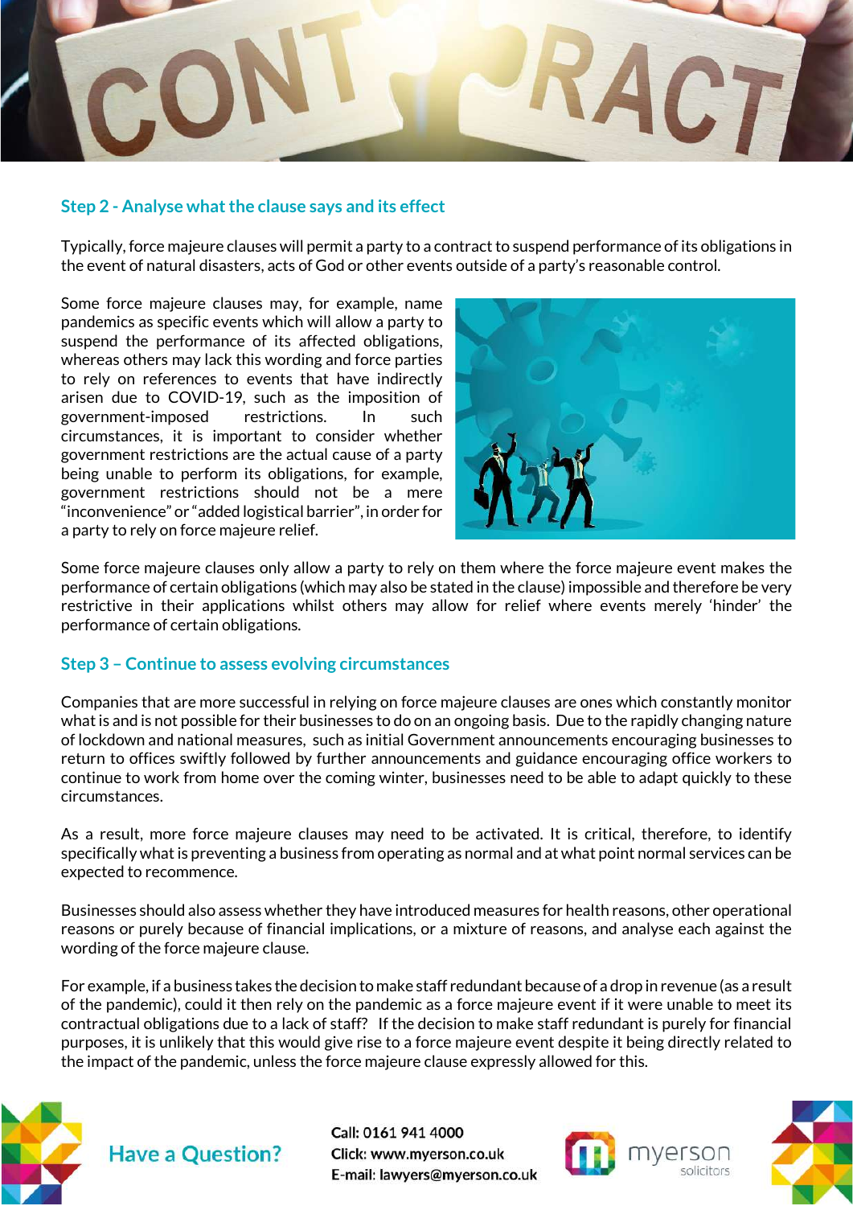## Step 2 - Analyse what the clause says and its effect

Typically, force majeure clauses will permit a party to a contract to suspend performance of its obligations in the event of natural disasters, acts of God or other events outside of a party's reasonable control.

Some force majeure clauses may, for example, name pandemics as specific events which will allow a party to suspend the performance of its affected obligations, whereas others may lack this wording and force parties to rely on references to events that have indirectly arisen due to COVID-19, such as the imposition of government-imposed restrictions. In such circumstances, it is important to consider whether government restrictions are the actual cause of a party being unable to perform its obligations, for example, government restrictions should not be a mere "inconvenience" or "added logistical barrier", in order for a party to rely on force majeure relief.

Some force majeure clauses only allow a party to rely on them where the force majeure event makes the performance of certain obligations (which may also be stated in the clause) impossible and therefore be very restrictive in their applications whilst others may allow for relief where events merely 'hinder' the performance of certain obligations.

## Step 3 – Continue to assess evolving circumstances

Companies that are more successful in relying on force majeure clauses are ones which constantly monitor what is and is not possible for their businesses to do on an ongoing basis. Due to the rapidly changing nature of lockdown and national measures, such as initial Government announcements encouraging businesses to return to offices swiftly followed by further announcements and guidance encouraging office workers to continue to work from home over the coming winter, businesses need to be able to adapt quickly to these circumstances.

As a result, more force majeure clauses may need to be activated. It is critical, therefore, to identify specifically what is preventing a business from operating as normal and at what point normal services can be expected to recommence.

Businesses should also assess whether they have introduced measures for health reasons, other operational reasons or purely because of financial implications, or a mixture of reasons, and analyse each against the wording of the force majeure clause.

For example, if a business takes the decision to make staff redundant because of a drop in revenue (as a result of the pandemic), could it then rely on the pandemic as a force majeure event if it were unable to meet its contractual obligations due to a lack of staff? If the decision to make staff redundant is purely for financial purposes, it is unlikely that this would give rise to a force majeure event despite it being directly related to the impact of the pandemic, unless the force majeure clause expressly allowed for this.

**Have a Question?**

Call: 0161 941 4000
Click: www.myerson.co.uk
E-mail: lawyers@myerson.co.uk

myerson solicitors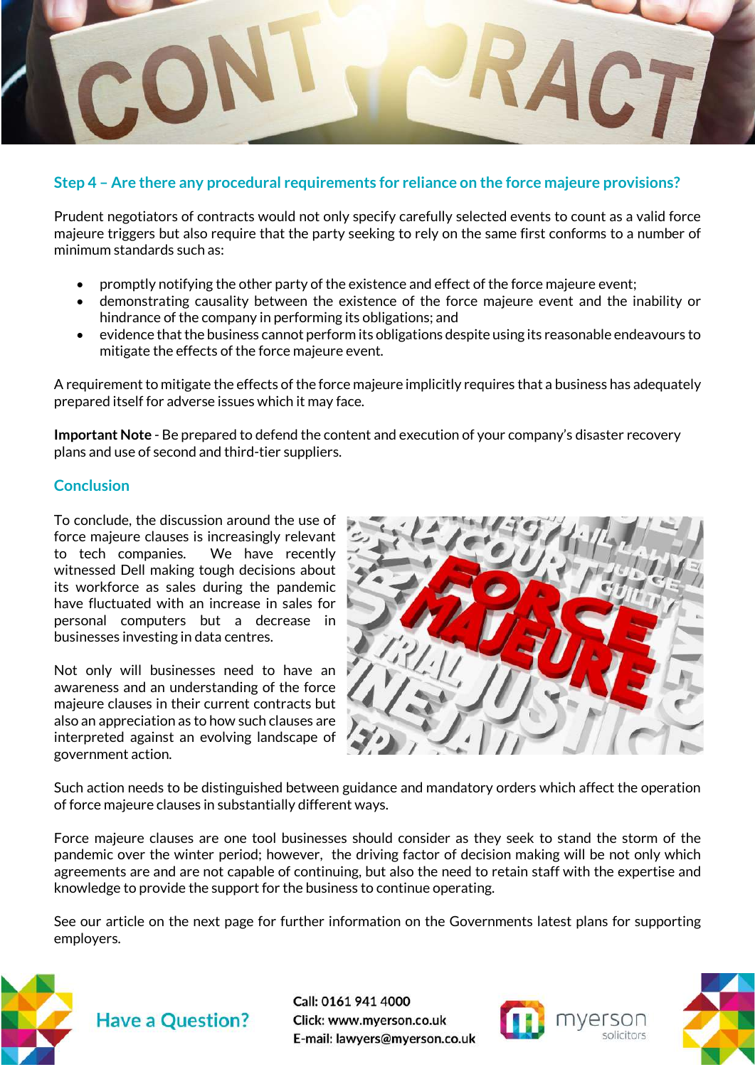## Step 4 – Are there any procedural requirements for reliance on the force majeure provisions?

Prudent negotiators of contracts would not only specify carefully selected events to count as a valid force majeure triggers but also require that the party seeking to rely on the same first conforms to a number of minimum standards such as:

- promptly notifying the other party of the existence and effect of the force majeure event;
- demonstrating causality between the existence of the force majeure event and the inability or hindrance of the company in performing its obligations; and
- evidence that the business cannot perform its obligations despite using its reasonable endeavours to mitigate the effects of the force majeure event.

A requirement to mitigate the effects of the force majeure implicitly requires that a business has adequately prepared itself for adverse issues which it may face.

**Important Note** - Be prepared to defend the content and execution of your company's disaster recovery plans and use of second and third-tier suppliers.

## Conclusion

To conclude, the discussion around the use of force majeure clauses is increasingly relevant to tech companies. We have recently witnessed Dell making tough decisions about its workforce as sales during the pandemic have fluctuated with an increase in sales for personal computers but a decrease in businesses investing in data centres.

Not only will businesses need to have an awareness and an understanding of the force majeure clauses in their current contracts but also an appreciation as to how such clauses are interpreted against an evolving landscape of government action.

Such action needs to be distinguished between guidance and mandatory orders which affect the operation of force majeure clauses in substantially different ways.

Force majeure clauses are one tool businesses should consider as they seek to stand the storm of the pandemic over the winter period; however, the driving factor of decision making will be not only which agreements are and are not capable of continuing, but also the need to retain staff with the expertise and knowledge to provide the support for the business to continue operating.

See our article on the next page for further information on the Governments latest plans for supporting employers.

Have a Question?

Call: 0161 941 4000
Click: www.myerson.co.uk
E-mail: lawyers@myerson.co.uk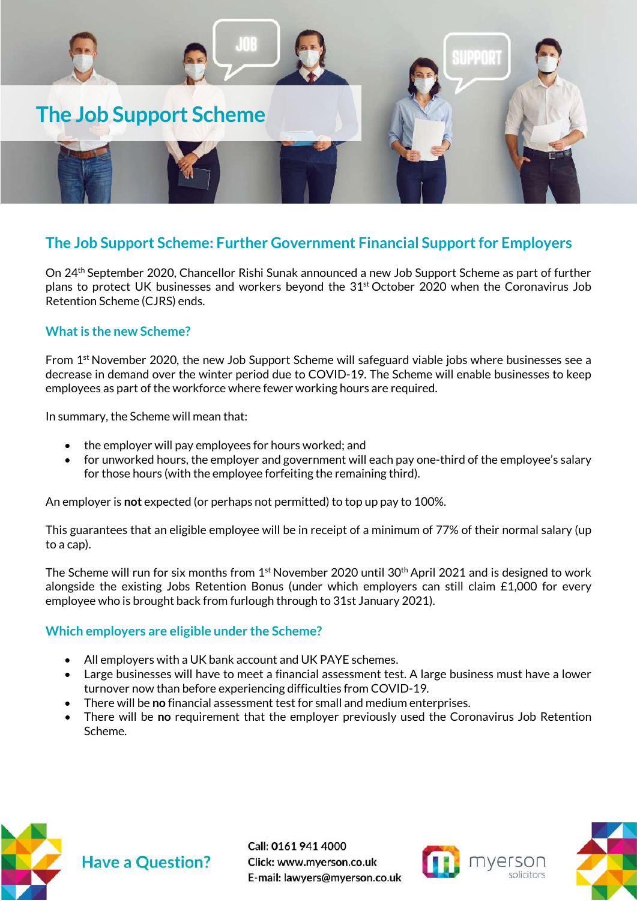# The Job Support Scheme

## The Job Support Scheme: Further Government Financial Support for Employers

On 24th September 2020, Chancellor Rishi Sunak announced a new Job Support Scheme as part of further plans to protect UK businesses and workers beyond the 31st October 2020 when the Coronavirus Job Retention Scheme (CJRS) ends.

### What is the new Scheme?

From 1st November 2020, the new Job Support Scheme will safeguard viable jobs where businesses see a decrease in demand over the winter period due to COVID-19. The Scheme will enable businesses to keep employees as part of the workforce where fewer working hours are required.

In summary, the Scheme will mean that:

- the employer will pay employees for hours worked; and
- for unworked hours, the employer and government will each pay one-third of the employee's salary for those hours (with the employee forfeiting the remaining third).

An employer is **not** expected (or perhaps not permitted) to top up pay to 100%.

This guarantees that an eligible employee will be in receipt of a minimum of 77% of their normal salary (up to a cap).

The Scheme will run for six months from 1st November 2020 until 30th April 2021 and is designed to work alongside the existing Jobs Retention Bonus (under which employers can still claim £1,000 for every employee who is brought back from furlough through to 31st January 2021).

### Which employers are eligible under the Scheme?

- All employers with a UK bank account and UK PAYE schemes.
- Large businesses will have to meet a financial assessment test. A large business must have a lower turnover now than before experiencing difficulties from COVID-19.
- There will be **no** financial assessment test for small and medium enterprises.
- There will be **no** requirement that the employer previously used the Coronavirus Job Retention Scheme.

Have a Question?

Call: 0161 941 4000
Click: www.myerson.co.uk
E-mail: lawyers@myerson.co.uk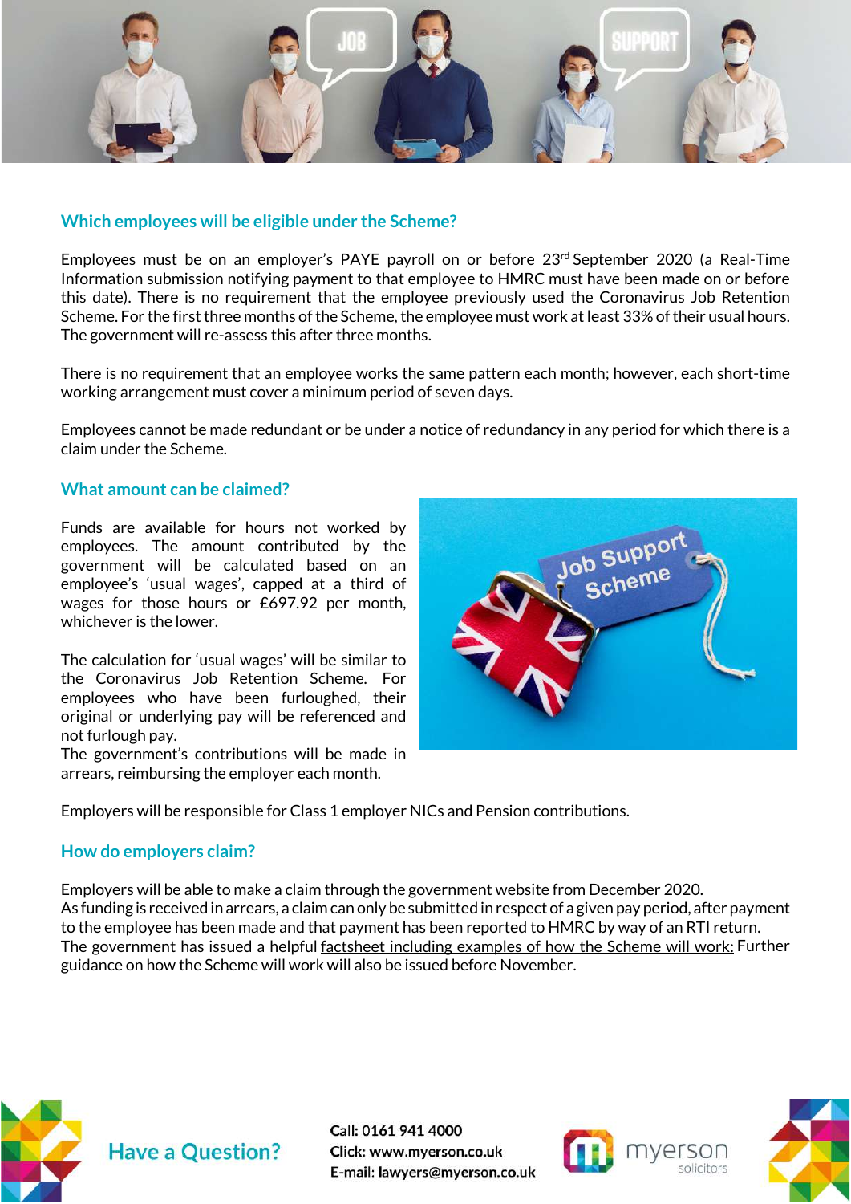## Which employees will be eligible under the Scheme?

Employees must be on an employer's PAYE payroll on or before 23rd September 2020 (a Real-Time Information submission notifying payment to that employee to HMRC must have been made on or before this date). There is no requirement that the employee previously used the Coronavirus Job Retention Scheme. For the first three months of the Scheme, the employee must work at least 33% of their usual hours. The government will re-assess this after three months.

There is no requirement that an employee works the same pattern each month; however, each short-time working arrangement must cover a minimum period of seven days.

Employees cannot be made redundant or be under a notice of redundancy in any period for which there is a claim under the Scheme.

## What amount can be claimed?

Funds are available for hours not worked by employees. The amount contributed by the government will be calculated based on an employee's 'usual wages', capped at a third of wages for those hours or £697.92 per month, whichever is the lower.

The calculation for 'usual wages' will be similar to the Coronavirus Job Retention Scheme. For employees who have been furloughed, their original or underlying pay will be referenced and not furlough pay.
The government's contributions will be made in arrears, reimbursing the employer each month.

Employers will be responsible for Class 1 employer NICs and Pension contributions.

## How do employers claim?

Employers will be able to make a claim through the government website from December 2020.
As funding is received in arrears, a claim can only be submitted in respect of a given pay period, after payment to the employee has been made and that payment has been reported to HMRC by way of an RTI return.
The government has issued a helpful factsheet including examples of how the Scheme will work: Further guidance on how the Scheme will work will also be issued before November.

Have a Question?

Call: 0161 941 4000
Click: www.myerson.co.uk
E-mail: lawyers@myerson.co.uk

myerson solicitors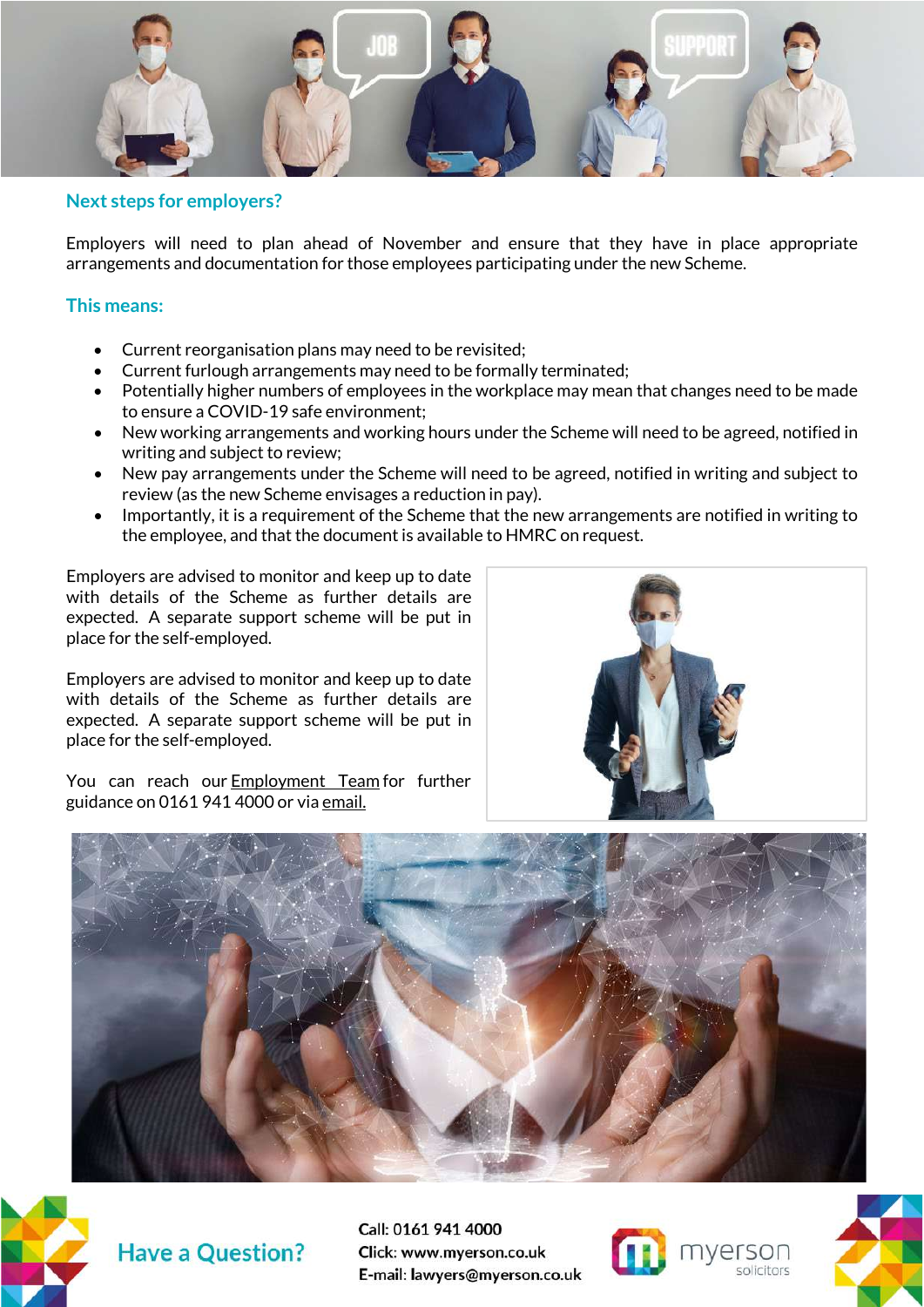## Next steps for employers?

Employers will need to plan ahead of November and ensure that they have in place appropriate arrangements and documentation for those employees participating under the new Scheme.

## This means:

- Current reorganisation plans may need to be revisited;
- Current furlough arrangements may need to be formally terminated;
- Potentially higher numbers of employees in the workplace may mean that changes need to be made to ensure a COVID-19 safe environment;
- New working arrangements and working hours under the Scheme will need to be agreed, notified in writing and subject to review;
- New pay arrangements under the Scheme will need to be agreed, notified in writing and subject to review (as the new Scheme envisages a reduction in pay).
- Importantly, it is a requirement of the Scheme that the new arrangements are notified in writing to the employee, and that the document is available to HMRC on request.

Employers are advised to monitor and keep up to date with details of the Scheme as further details are expected. A separate support scheme will be put in place for the self-employed.

Employers are advised to monitor and keep up to date with details of the Scheme as further details are expected. A separate support scheme will be put in place for the self-employed.

You can reach our Employment Team for further guidance on 0161 941 4000 or via email.

## Have a Question?

Call: 0161 941 4000
Click: www.myerson.co.uk
E-mail: lawyers@myerson.co.uk

myerson solicitors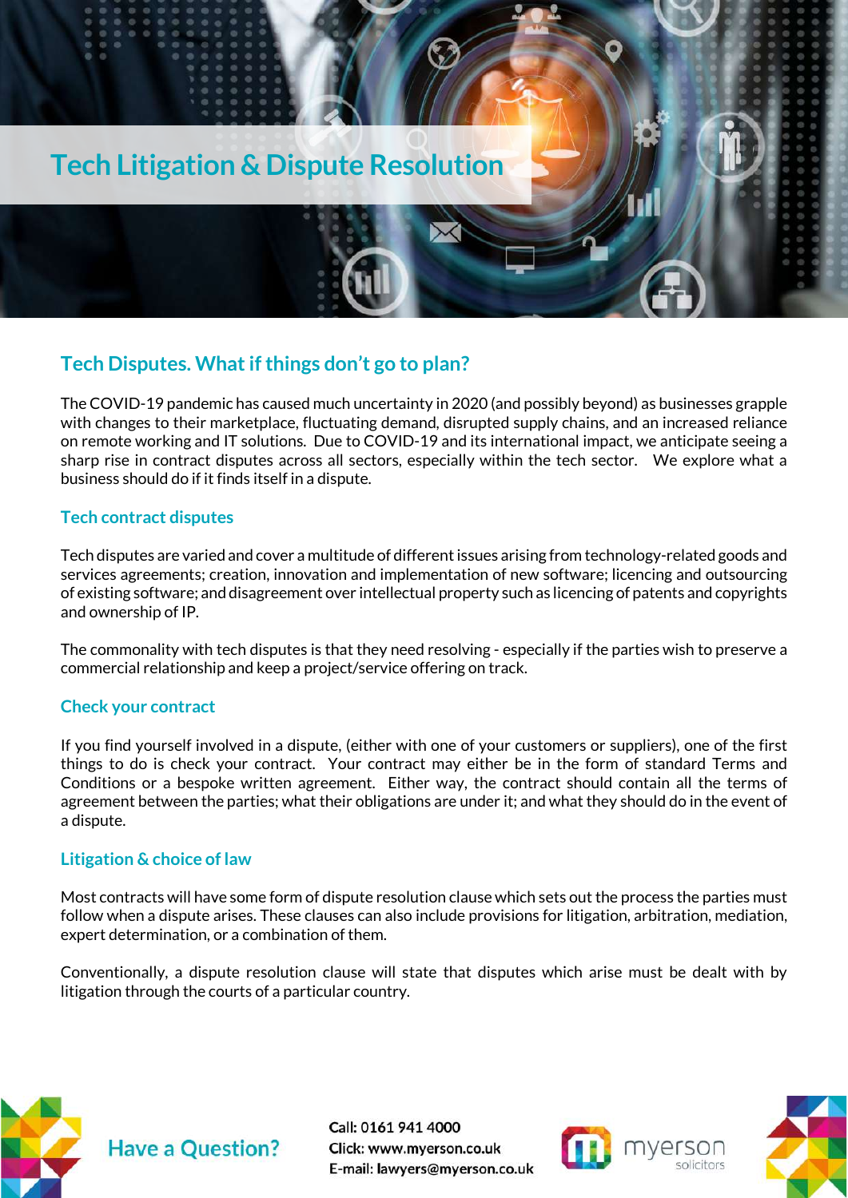# Tech Litigation & Dispute Resolution

## Tech Disputes. What if things don't go to plan?

The COVID-19 pandemic has caused much uncertainty in 2020 (and possibly beyond) as businesses grapple with changes to their marketplace, fluctuating demand, disrupted supply chains, and an increased reliance on remote working and IT solutions. Due to COVID-19 and its international impact, we anticipate seeing a sharp rise in contract disputes across all sectors, especially within the tech sector. We explore what a business should do if it finds itself in a dispute.

### Tech contract disputes

Tech disputes are varied and cover a multitude of different issues arising from technology-related goods and services agreements; creation, innovation and implementation of new software; licencing and outsourcing of existing software; and disagreement over intellectual property such as licencing of patents and copyrights and ownership of IP.

The commonality with tech disputes is that they need resolving - especially if the parties wish to preserve a commercial relationship and keep a project/service offering on track.

### Check your contract

If you find yourself involved in a dispute, (either with one of your customers or suppliers), one of the first things to do is check your contract. Your contract may either be in the form of standard Terms and Conditions or a bespoke written agreement. Either way, the contract should contain all the terms of agreement between the parties; what their obligations are under it; and what they should do in the event of a dispute.

### Litigation & choice of law

Most contracts will have some form of dispute resolution clause which sets out the process the parties must follow when a dispute arises. These clauses can also include provisions for litigation, arbitration, mediation, expert determination, or a combination of them.

Conventionally, a dispute resolution clause will state that disputes which arise must be dealt with by litigation through the courts of a particular country.

**Have a Question?**

Call: 0161 941 4000
Click: www.myerson.co.uk
E-mail: lawyers@myerson.co.uk

myerson solicitors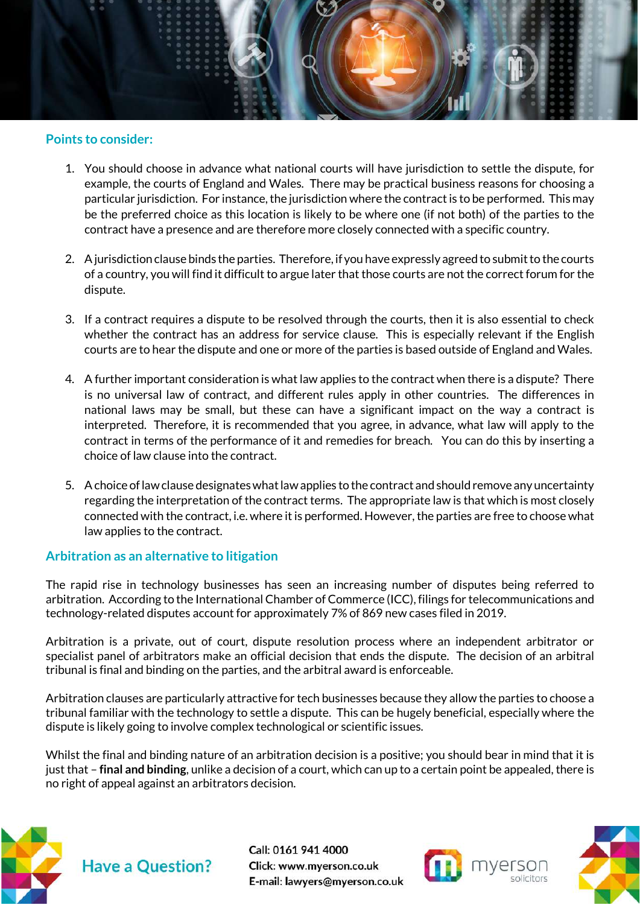## Points to consider:

1. You should choose in advance what national courts will have jurisdiction to settle the dispute, for example, the courts of England and Wales. There may be practical business reasons for choosing a particular jurisdiction. For instance, the jurisdiction where the contract is to be performed. This may be the preferred choice as this location is likely to be where one (if not both) of the parties to the contract have a presence and are therefore more closely connected with a specific country.

2. A jurisdiction clause binds the parties. Therefore, if you have expressly agreed to submit to the courts of a country, you will find it difficult to argue later that those courts are not the correct forum for the dispute.

3. If a contract requires a dispute to be resolved through the courts, then it is also essential to check whether the contract has an address for service clause. This is especially relevant if the English courts are to hear the dispute and one or more of the parties is based outside of England and Wales.

4. A further important consideration is what law applies to the contract when there is a dispute? There is no universal law of contract, and different rules apply in other countries. The differences in national laws may be small, but these can have a significant impact on the way a contract is interpreted. Therefore, it is recommended that you agree, in advance, what law will apply to the contract in terms of the performance of it and remedies for breach. You can do this by inserting a choice of law clause into the contract.

5. A choice of law clause designates what law applies to the contract and should remove any uncertainty regarding the interpretation of the contract terms. The appropriate law is that which is most closely connected with the contract, i.e. where it is performed. However, the parties are free to choose what law applies to the contract.

## Arbitration as an alternative to litigation

The rapid rise in technology businesses has seen an increasing number of disputes being referred to arbitration. According to the International Chamber of Commerce (ICC), filings for telecommunications and technology-related disputes account for approximately 7% of 869 new cases filed in 2019.

Arbitration is a private, out of court, dispute resolution process where an independent arbitrator or specialist panel of arbitrators make an official decision that ends the dispute. The decision of an arbitral tribunal is final and binding on the parties, and the arbitral award is enforceable.

Arbitration clauses are particularly attractive for tech businesses because they allow the parties to choose a tribunal familiar with the technology to settle a dispute. This can be hugely beneficial, especially where the dispute is likely going to involve complex technological or scientific issues.

Whilst the final and binding nature of an arbitration decision is a positive; you should bear in mind that it is just that – **final and binding**, unlike a decision of a court, which can up to a certain point be appealed, there is no right of appeal against an arbitrators decision.

Have a Question?

Call: 0161 941 4000
Click: www.myerson.co.uk
E-mail: lawyers@myerson.co.uk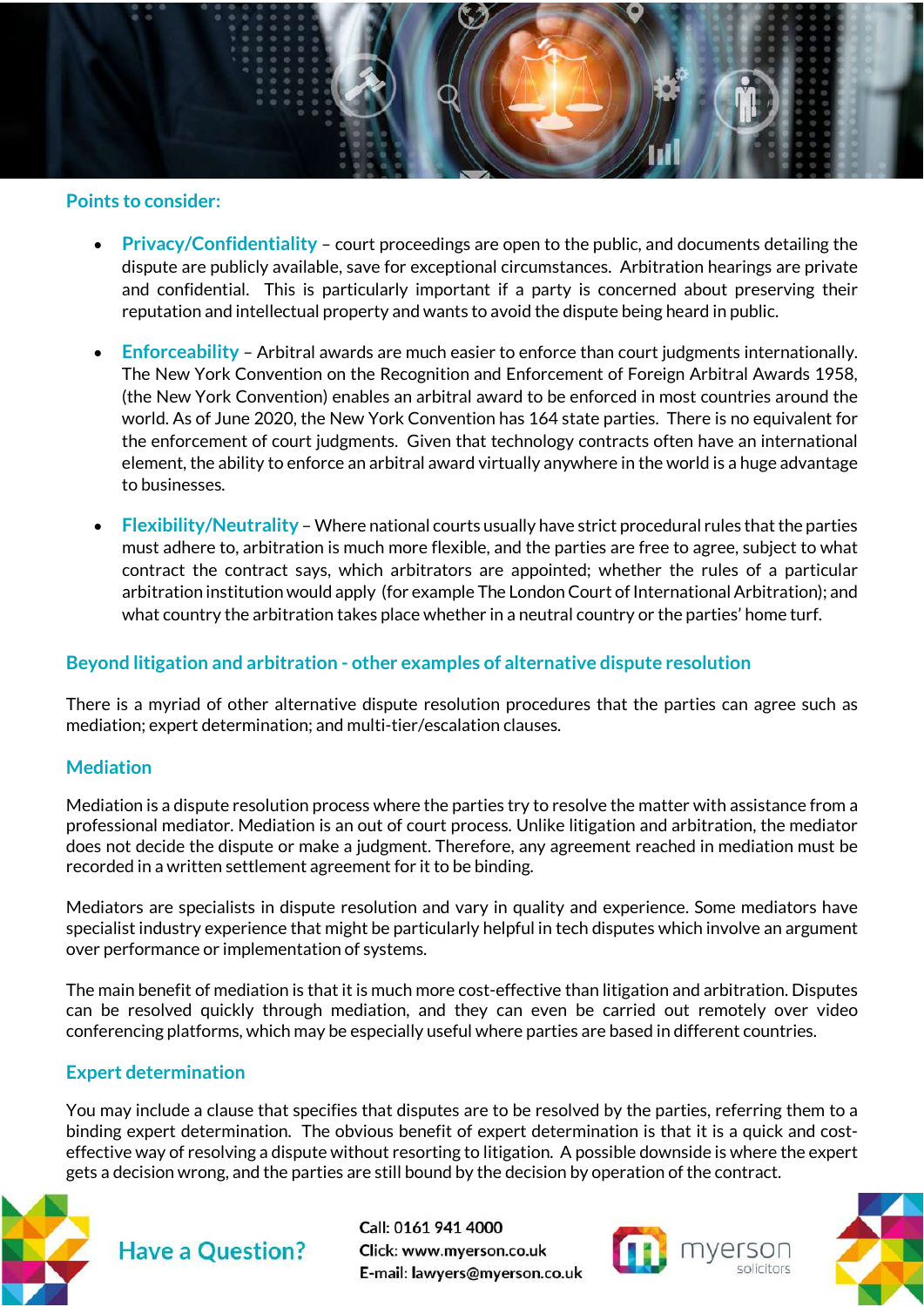## Points to consider:

- **Privacy/Confidentiality** – court proceedings are open to the public, and documents detailing the dispute are publicly available, save for exceptional circumstances. Arbitration hearings are private and confidential. This is particularly important if a party is concerned about preserving their reputation and intellectual property and wants to avoid the dispute being heard in public.

- **Enforceability** – Arbitral awards are much easier to enforce than court judgments internationally. The New York Convention on the Recognition and Enforcement of Foreign Arbitral Awards 1958, (the New York Convention) enables an arbitral award to be enforced in most countries around the world. As of June 2020, the New York Convention has 164 state parties. There is no equivalent for the enforcement of court judgments. Given that technology contracts often have an international element, the ability to enforce an arbitral award virtually anywhere in the world is a huge advantage to businesses.

- **Flexibility/Neutrality** – Where national courts usually have strict procedural rules that the parties must adhere to, arbitration is much more flexible, and the parties are free to agree, subject to what contract the contract says, which arbitrators are appointed; whether the rules of a particular arbitration institution would apply (for example The London Court of International Arbitration); and what country the arbitration takes place whether in a neutral country or the parties' home turf.

## Beyond litigation and arbitration - other examples of alternative dispute resolution

There is a myriad of other alternative dispute resolution procedures that the parties can agree such as mediation; expert determination; and multi-tier/escalation clauses.

### Mediation

Mediation is a dispute resolution process where the parties try to resolve the matter with assistance from a professional mediator. Mediation is an out of court process. Unlike litigation and arbitration, the mediator does not decide the dispute or make a judgment. Therefore, any agreement reached in mediation must be recorded in a written settlement agreement for it to be binding.

Mediators are specialists in dispute resolution and vary in quality and experience. Some mediators have specialist industry experience that might be particularly helpful in tech disputes which involve an argument over performance or implementation of systems.

The main benefit of mediation is that it is much more cost-effective than litigation and arbitration. Disputes can be resolved quickly through mediation, and they can even be carried out remotely over video conferencing platforms, which may be especially useful where parties are based in different countries.

### Expert determination

You may include a clause that specifies that disputes are to be resolved by the parties, referring them to a binding expert determination. The obvious benefit of expert determination is that it is a quick and cost-effective way of resolving a dispute without resorting to litigation. A possible downside is where the expert gets a decision wrong, and the parties are still bound by the decision by operation of the contract.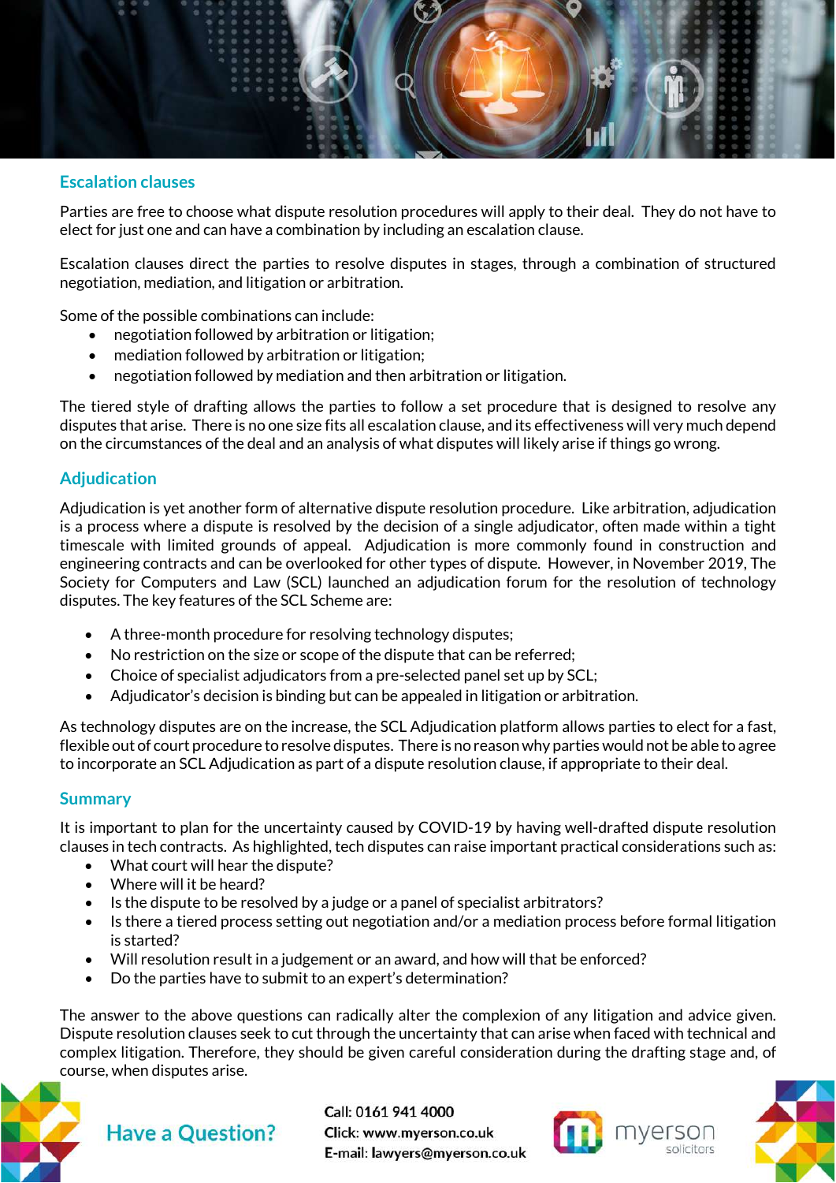## Escalation clauses

Parties are free to choose what dispute resolution procedures will apply to their deal. They do not have to elect for just one and can have a combination by including an escalation clause.

Escalation clauses direct the parties to resolve disputes in stages, through a combination of structured negotiation, mediation, and litigation or arbitration.

Some of the possible combinations can include:

- negotiation followed by arbitration or litigation;
- mediation followed by arbitration or litigation;
- negotiation followed by mediation and then arbitration or litigation.

The tiered style of drafting allows the parties to follow a set procedure that is designed to resolve any disputes that arise. There is no one size fits all escalation clause, and its effectiveness will very much depend on the circumstances of the deal and an analysis of what disputes will likely arise if things go wrong.

## Adjudication

Adjudication is yet another form of alternative dispute resolution procedure. Like arbitration, adjudication is a process where a dispute is resolved by the decision of a single adjudicator, often made within a tight timescale with limited grounds of appeal. Adjudication is more commonly found in construction and engineering contracts and can be overlooked for other types of dispute. However, in November 2019, The Society for Computers and Law (SCL) launched an adjudication forum for the resolution of technology disputes. The key features of the SCL Scheme are:

- A three-month procedure for resolving technology disputes;
- No restriction on the size or scope of the dispute that can be referred;
- Choice of specialist adjudicators from a pre-selected panel set up by SCL;
- Adjudicator's decision is binding but can be appealed in litigation or arbitration.

As technology disputes are on the increase, the SCL Adjudication platform allows parties to elect for a fast, flexible out of court procedure to resolve disputes. There is no reason why parties would not be able to agree to incorporate an SCL Adjudication as part of a dispute resolution clause, if appropriate to their deal.

## Summary

It is important to plan for the uncertainty caused by COVID-19 by having well-drafted dispute resolution clauses in tech contracts. As highlighted, tech disputes can raise important practical considerations such as:

- What court will hear the dispute?
- Where will it be heard?
- Is the dispute to be resolved by a judge or a panel of specialist arbitrators?
- Is there a tiered process setting out negotiation and/or a mediation process before formal litigation is started?
- Will resolution result in a judgement or an award, and how will that be enforced?
- Do the parties have to submit to an expert's determination?

The answer to the above questions can radically alter the complexion of any litigation and advice given. Dispute resolution clauses seek to cut through the uncertainty that can arise when faced with technical and complex litigation. Therefore, they should be given careful consideration during the drafting stage and, of course, when disputes arise.

**Have a Question?**

Call: 0161 941 4000
Click: www.myerson.co.uk
E-mail: lawyers@myerson.co.uk

myerson solicitors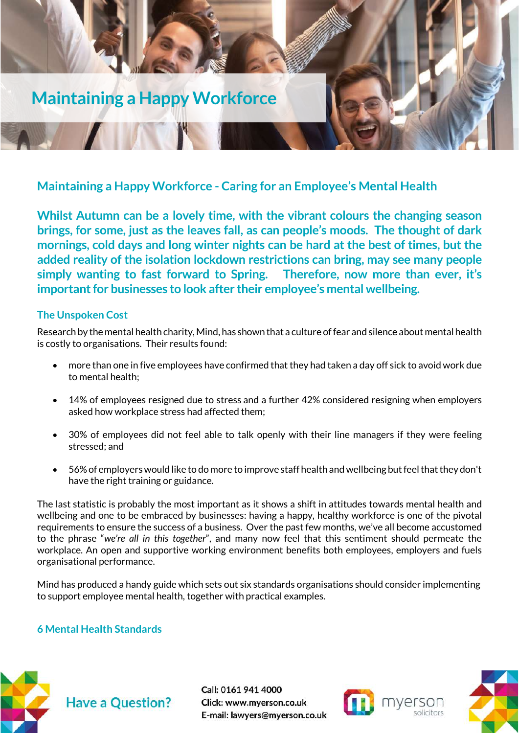# Maintaining a Happy Workforce

## Maintaining a Happy Workforce - Caring for an Employee's Mental Health

**Whilst Autumn can be a lovely time, with the vibrant colours the changing season brings, for some, just as the leaves fall, as can people's moods. The thought of dark mornings, cold days and long winter nights can be hard at the best of times, but the added reality of the isolation lockdown restrictions can bring, may see many people simply wanting to fast forward to Spring. Therefore, now more than ever, it's important for businesses to look after their employee's mental wellbeing.**

### The Unspoken Cost

Research by the mental health charity, Mind, has shown that a culture of fear and silence about mental health is costly to organisations. Their results found:

- more than one in five employees have confirmed that they had taken a day off sick to avoid work due to mental health;
- 14% of employees resigned due to stress and a further 42% considered resigning when employers asked how workplace stress had affected them;
- 30% of employees did not feel able to talk openly with their line managers if they were feeling stressed; and
- 56% of employers would like to do more to improve staff health and wellbeing but feel that they don't have the right training or guidance.

The last statistic is probably the most important as it shows a shift in attitudes towards mental health and wellbeing and one to be embraced by businesses: having a happy, healthy workforce is one of the pivotal requirements to ensure the success of a business. Over the past few months, we've all become accustomed to the phrase "*we're all in this together*", and many now feel that this sentiment should permeate the workplace. An open and supportive working environment benefits both employees, employers and fuels organisational performance.

Mind has produced a handy guide which sets out six standards organisations should consider implementing to support employee mental health, together with practical examples.

### 6 Mental Health Standards

Have a Question?

Call: 0161 941 4000
Click: www.myerson.co.uk
E-mail: lawyers@myerson.co.uk

myerson solicitors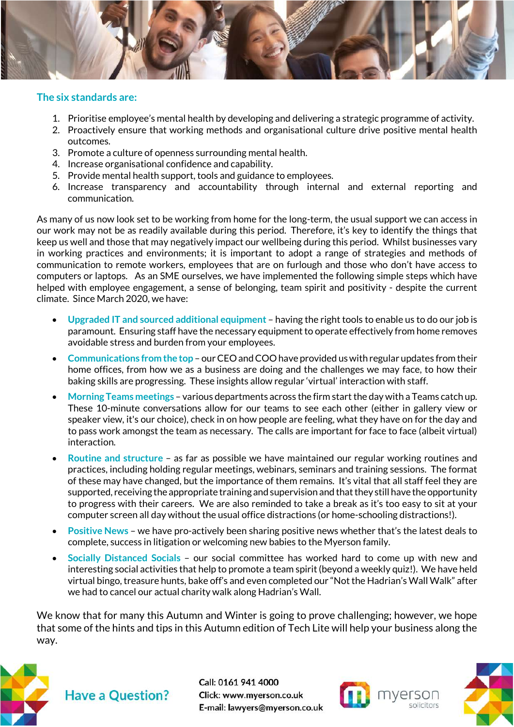### The six standards are:

1. Prioritise employee's mental health by developing and delivering a strategic programme of activity.
2. Proactively ensure that working methods and organisational culture drive positive mental health outcomes.
3. Promote a culture of openness surrounding mental health.
4. Increase organisational confidence and capability.
5. Provide mental health support, tools and guidance to employees.
6. Increase transparency and accountability through internal and external reporting and communication.

As many of us now look set to be working from home for the long-term, the usual support we can access in our work may not be as readily available during this period. Therefore, it's key to identify the things that keep us well and those that may negatively impact our wellbeing during this period. Whilst businesses vary in working practices and environments; it is important to adopt a range of strategies and methods of communication to remote workers, employees that are on furlough and those who don't have access to computers or laptops. As an SME ourselves, we have implemented the following simple steps which have helped with employee engagement, a sense of belonging, team spirit and positivity - despite the current climate. Since March 2020, we have:

- **Upgraded IT and sourced additional equipment** – having the right tools to enable us to do our job is paramount. Ensuring staff have the necessary equipment to operate effectively from home removes avoidable stress and burden from your employees.
- **Communications from the top** – our CEO and COO have provided us with regular updates from their home offices, from how we as a business are doing and the challenges we may face, to how their baking skills are progressing. These insights allow regular 'virtual' interaction with staff.
- **Morning Teams meetings** – various departments across the firm start the day with a Teams catch up. These 10-minute conversations allow for our teams to see each other (either in gallery view or speaker view, it's our choice), check in on how people are feeling, what they have on for the day and to pass work amongst the team as necessary. The calls are important for face to face (albeit virtual) interaction.
- **Routine and structure** – as far as possible we have maintained our regular working routines and practices, including holding regular meetings, webinars, seminars and training sessions. The format of these may have changed, but the importance of them remains. It's vital that all staff feel they are supported, receiving the appropriate training and supervision and that they still have the opportunity to progress with their careers. We are also reminded to take a break as it's too easy to sit at your computer screen all day without the usual office distractions (or home-schooling distractions!).
- **Positive News** – we have pro-actively been sharing positive news whether that's the latest deals to complete, success in litigation or welcoming new babies to the Myerson family.
- **Socially Distanced Socials** – our social committee has worked hard to come up with new and interesting social activities that help to promote a team spirit (beyond a weekly quiz!). We have held virtual bingo, treasure hunts, bake off's and even completed our "Not the Hadrian's Wall Walk" after we had to cancel our actual charity walk along Hadrian's Wall.

We know that for many this Autumn and Winter is going to prove challenging; however, we hope that some of the hints and tips in this Autumn edition of Tech Lite will help your business along the way.

**Have a Question?**

**Call:** 0161 941 4000
**Click:** www.myerson.co.uk
**E-mail:** lawyers@myerson.co.uk

myerson solicitors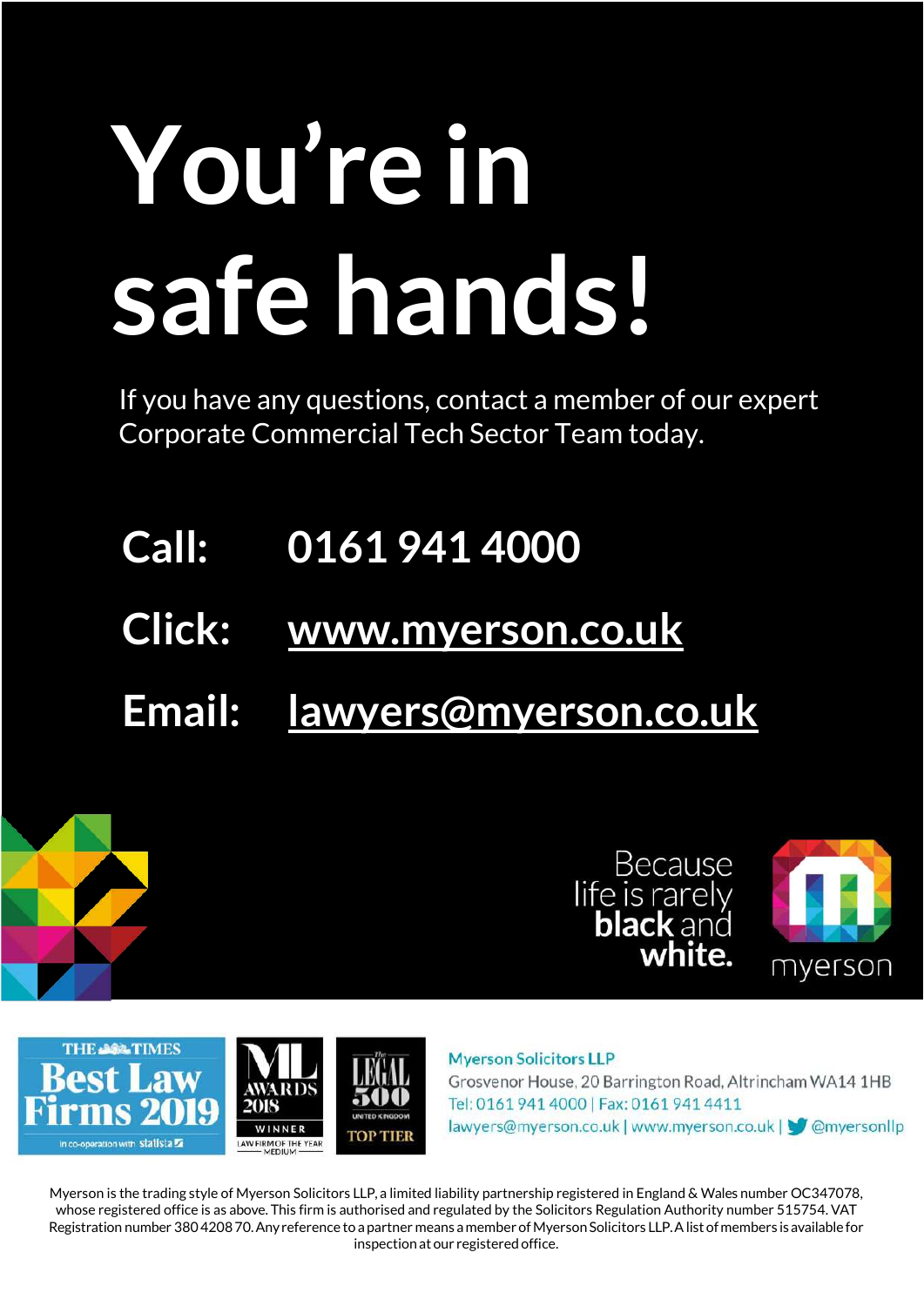# You're in safe hands!

If you have any questions, contact a member of our expert Corporate Commercial Tech Sector Team today.

**Call:** **0161 941 4000**

**Click:** **www.myerson.co.uk**

**Email:** **lawyers@myerson.co.uk**

Because life is rarely **black** and **white.**

myerson

THE TIMES Best Law Firms 2019 In co-operation with statista

ML AWARDS 2018 WINNER LAW FIRM OF THE YEAR MEDIUM

The LEGAL 500 UNITED KINGDOM TOP TIER

Myerson Solicitors LLP
Grosvenor House, 20 Barrington Road, Altrincham WA14 1HB
Tel: 0161 941 4000 | Fax: 0161 941 4411
lawyers@myerson.co.uk | www.myerson.co.uk | @myersonllp

Myerson is the trading style of Myerson Solicitors LLP, a limited liability partnership registered in England & Wales number OC347078, whose registered office is as above. This firm is authorised and regulated by the Solicitors Regulation Authority number 515754. VAT Registration number 380 4208 70. Any reference to a partner means a member of Myerson Solicitors LLP. A list of members is available for inspection at our registered office.